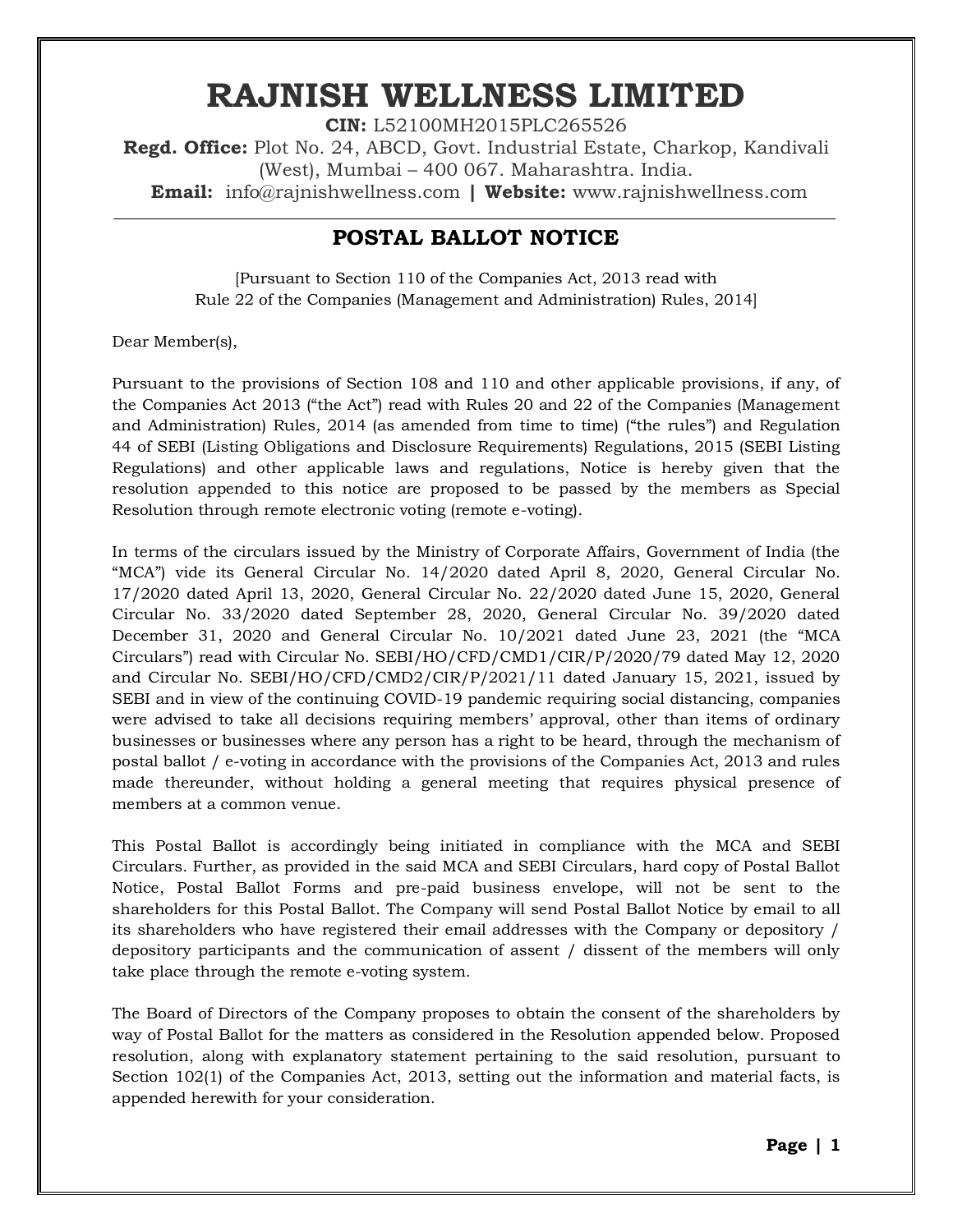# RAJNISH WELLNESS LIMITED

**CIN:** L52100MH2015PLC265526

**Regd. Office:** Plot No. 24, ABCD, Govt. Industrial Estate, Charkop, Kandivali (West), Mumbai – 400 067. Maharashtra. India.

**Email:** info@rajnishwellness.com **|** **Website:** www.rajnishwellness.com

## POSTAL BALLOT NOTICE

[Pursuant to Section 110 of the Companies Act, 2013 read with Rule 22 of the Companies (Management and Administration) Rules, 2014]

Dear Member(s),

Pursuant to the provisions of Section 108 and 110 and other applicable provisions, if any, of the Companies Act 2013 ("the Act") read with Rules 20 and 22 of the Companies (Management and Administration) Rules, 2014 (as amended from time to time) ("the rules") and Regulation 44 of SEBI (Listing Obligations and Disclosure Requirements) Regulations, 2015 (SEBI Listing Regulations) and other applicable laws and regulations, Notice is hereby given that the resolution appended to this notice are proposed to be passed by the members as Special Resolution through remote electronic voting (remote e-voting).

In terms of the circulars issued by the Ministry of Corporate Affairs, Government of India (the "MCA") vide its General Circular No. 14/2020 dated April 8, 2020, General Circular No. 17/2020 dated April 13, 2020, General Circular No. 22/2020 dated June 15, 2020, General Circular No. 33/2020 dated September 28, 2020, General Circular No. 39/2020 dated December 31, 2020 and General Circular No. 10/2021 dated June 23, 2021 (the "MCA Circulars") read with Circular No. SEBI/HO/CFD/CMD1/CIR/P/2020/79 dated May 12, 2020 and Circular No. SEBI/HO/CFD/CMD2/CIR/P/2021/11 dated January 15, 2021, issued by SEBI and in view of the continuing COVID-19 pandemic requiring social distancing, companies were advised to take all decisions requiring members' approval, other than items of ordinary businesses or businesses where any person has a right to be heard, through the mechanism of postal ballot / e-voting in accordance with the provisions of the Companies Act, 2013 and rules made thereunder, without holding a general meeting that requires physical presence of members at a common venue.

This Postal Ballot is accordingly being initiated in compliance with the MCA and SEBI Circulars. Further, as provided in the said MCA and SEBI Circulars, hard copy of Postal Ballot Notice, Postal Ballot Forms and pre-paid business envelope, will not be sent to the shareholders for this Postal Ballot. The Company will send Postal Ballot Notice by email to all its shareholders who have registered their email addresses with the Company or depository / depository participants and the communication of assent / dissent of the members will only take place through the remote e-voting system.

The Board of Directors of the Company proposes to obtain the consent of the shareholders by way of Postal Ballot for the matters as considered in the Resolution appended below. Proposed resolution, along with explanatory statement pertaining to the said resolution, pursuant to Section 102(1) of the Companies Act, 2013, setting out the information and material facts, is appended herewith for your consideration.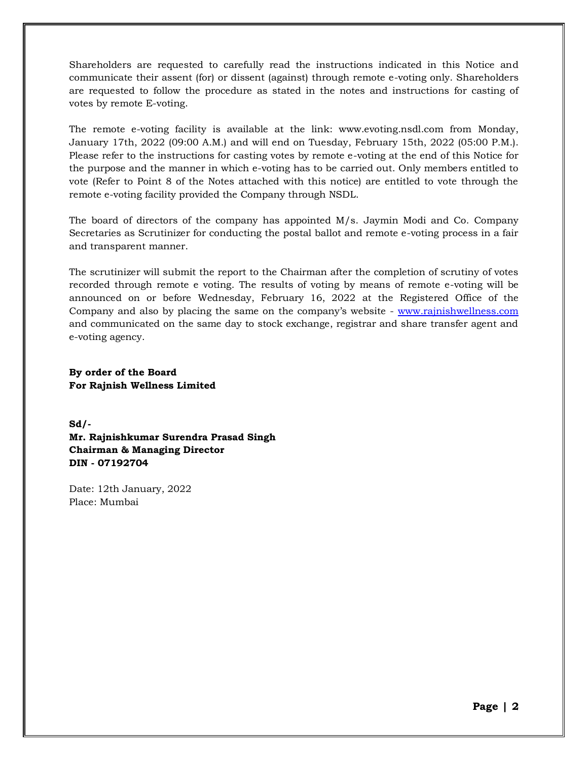Shareholders are requested to carefully read the instructions indicated in this Notice and communicate their assent (for) or dissent (against) through remote e-voting only. Shareholders are requested to follow the procedure as stated in the notes and instructions for casting of votes by remote E-voting.

The remote e-voting facility is available at the link: www.evoting.nsdl.com from Monday, January 17th, 2022 (09:00 A.M.) and will end on Tuesday, February 15th, 2022 (05:00 P.M.). Please refer to the instructions for casting votes by remote e-voting at the end of this Notice for the purpose and the manner in which e-voting has to be carried out. Only members entitled to vote (Refer to Point 8 of the Notes attached with this notice) are entitled to vote through the remote e-voting facility provided the Company through NSDL.

The board of directors of the company has appointed M/s. Jaymin Modi and Co. Company Secretaries as Scrutinizer for conducting the postal ballot and remote e-voting process in a fair and transparent manner.

The scrutinizer will submit the report to the Chairman after the completion of scrutiny of votes recorded through remote e voting. The results of voting by means of remote e-voting will be announced on or before Wednesday, February 16, 2022 at the Registered Office of the Company and also by placing the same on the company's website - [www.rajnishwellness.com](http://www.rajnishwellness.com) and communicated on the same day to stock exchange, registrar and share transfer agent and e-voting agency.

**By order of the Board**
**For Rajnish Wellness Limited**

**Sd/-**
**Mr. Rajnishkumar Surendra Prasad Singh**
**Chairman & Managing Director**
**DIN - 07192704**

Date: 12th January, 2022
Place: Mumbai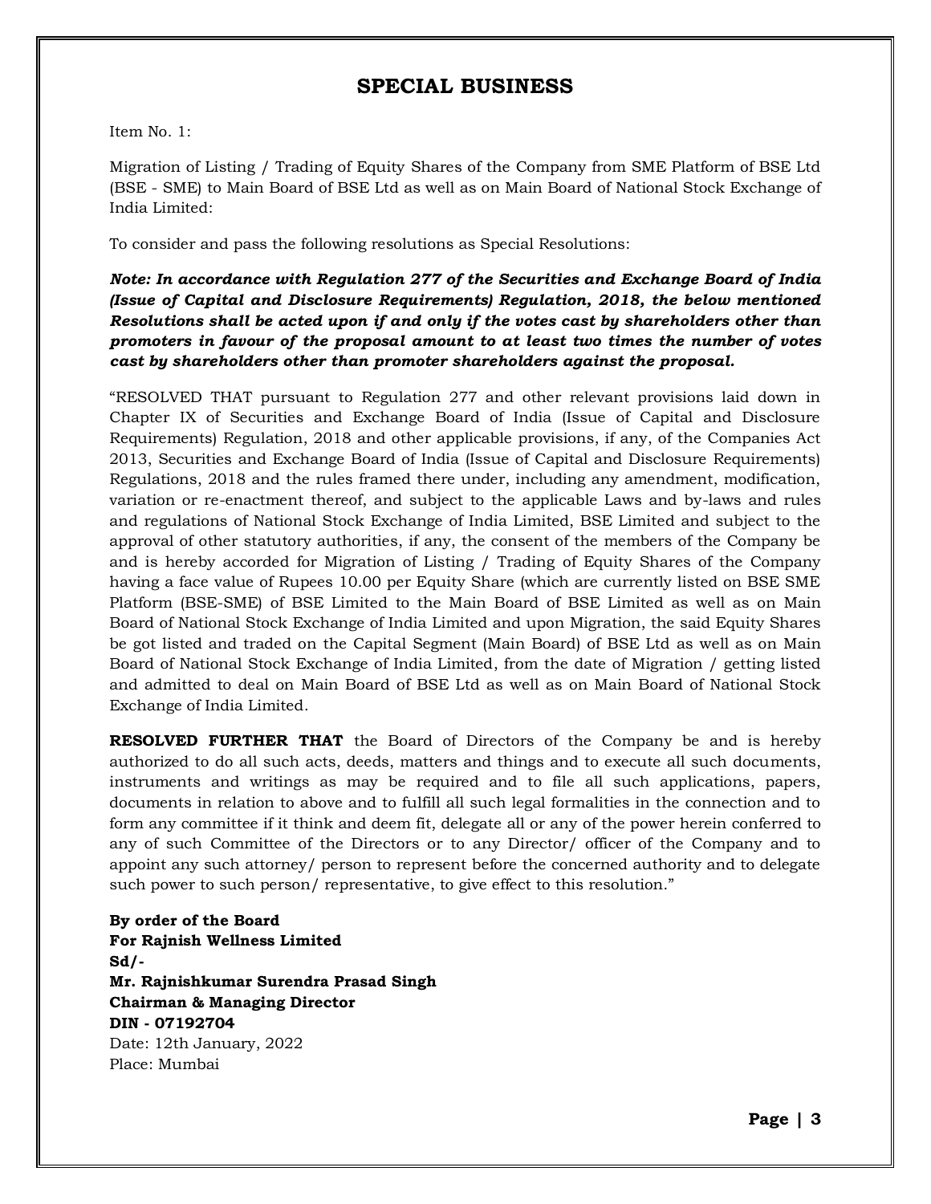# SPECIAL BUSINESS

Item No. 1:

Migration of Listing / Trading of Equity Shares of the Company from SME Platform of BSE Ltd (BSE - SME) to Main Board of BSE Ltd as well as on Main Board of National Stock Exchange of India Limited:

To consider and pass the following resolutions as Special Resolutions:

***Note: In accordance with Regulation 277 of the Securities and Exchange Board of India (Issue of Capital and Disclosure Requirements) Regulation, 2018, the below mentioned Resolutions shall be acted upon if and only if the votes cast by shareholders other than promoters in favour of the proposal amount to at least two times the number of votes cast by shareholders other than promoter shareholders against the proposal.***

"RESOLVED THAT pursuant to Regulation 277 and other relevant provisions laid down in Chapter IX of Securities and Exchange Board of India (Issue of Capital and Disclosure Requirements) Regulation, 2018 and other applicable provisions, if any, of the Companies Act 2013, Securities and Exchange Board of India (Issue of Capital and Disclosure Requirements) Regulations, 2018 and the rules framed there under, including any amendment, modification, variation or re-enactment thereof, and subject to the applicable Laws and by-laws and rules and regulations of National Stock Exchange of India Limited, BSE Limited and subject to the approval of other statutory authorities, if any, the consent of the members of the Company be and is hereby accorded for Migration of Listing / Trading of Equity Shares of the Company having a face value of Rupees 10.00 per Equity Share (which are currently listed on BSE SME Platform (BSE-SME) of BSE Limited to the Main Board of BSE Limited as well as on Main Board of National Stock Exchange of India Limited and upon Migration, the said Equity Shares be got listed and traded on the Capital Segment (Main Board) of BSE Ltd as well as on Main Board of National Stock Exchange of India Limited, from the date of Migration / getting listed and admitted to deal on Main Board of BSE Ltd as well as on Main Board of National Stock Exchange of India Limited.

**RESOLVED FURTHER THAT** the Board of Directors of the Company be and is hereby authorized to do all such acts, deeds, matters and things and to execute all such documents, instruments and writings as may be required and to file all such applications, papers, documents in relation to above and to fulfill all such legal formalities in the connection and to form any committee if it think and deem fit, delegate all or any of the power herein conferred to any of such Committee of the Directors or to any Director/ officer of the Company and to appoint any such attorney/ person to represent before the concerned authority and to delegate such power to such person/ representative, to give effect to this resolution."

**By order of the Board**
**For Rajnish Wellness Limited**
**Sd/-**
**Mr. Rajnishkumar Surendra Prasad Singh**
**Chairman & Managing Director**
**DIN - 07192704**
Date: 12th January, 2022
Place: Mumbai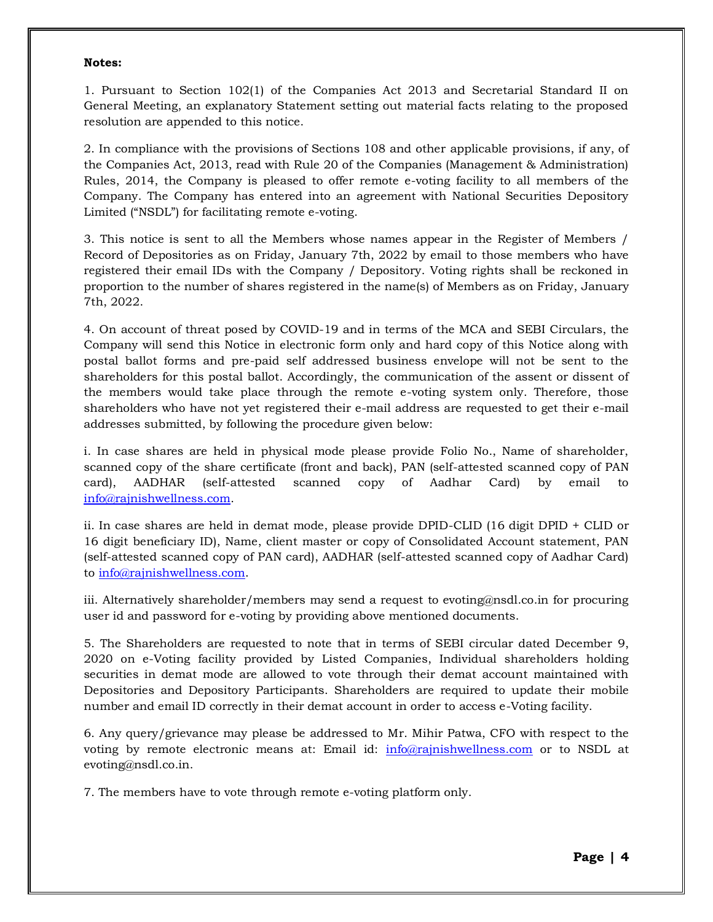**Notes:**

1. Pursuant to Section 102(1) of the Companies Act 2013 and Secretarial Standard II on General Meeting, an explanatory Statement setting out material facts relating to the proposed resolution are appended to this notice.

2. In compliance with the provisions of Sections 108 and other applicable provisions, if any, of the Companies Act, 2013, read with Rule 20 of the Companies (Management & Administration) Rules, 2014, the Company is pleased to offer remote e-voting facility to all members of the Company. The Company has entered into an agreement with National Securities Depository Limited ("NSDL") for facilitating remote e-voting.

3. This notice is sent to all the Members whose names appear in the Register of Members / Record of Depositories as on Friday, January 7th, 2022 by email to those members who have registered their email IDs with the Company / Depository. Voting rights shall be reckoned in proportion to the number of shares registered in the name(s) of Members as on Friday, January 7th, 2022.

4. On account of threat posed by COVID-19 and in terms of the MCA and SEBI Circulars, the Company will send this Notice in electronic form only and hard copy of this Notice along with postal ballot forms and pre-paid self addressed business envelope will not be sent to the shareholders for this postal ballot. Accordingly, the communication of the assent or dissent of the members would take place through the remote e-voting system only. Therefore, those shareholders who have not yet registered their e-mail address are requested to get their e-mail addresses submitted, by following the procedure given below:

i. In case shares are held in physical mode please provide Folio No., Name of shareholder, scanned copy of the share certificate (front and back), PAN (self-attested scanned copy of PAN card), AADHAR (self-attested scanned copy of Aadhar Card) by email to info@rajnishwellness.com.

ii. In case shares are held in demat mode, please provide DPID-CLID (16 digit DPID + CLID or 16 digit beneficiary ID), Name, client master or copy of Consolidated Account statement, PAN (self-attested scanned copy of PAN card), AADHAR (self-attested scanned copy of Aadhar Card) to info@rajnishwellness.com.

iii. Alternatively shareholder/members may send a request to evoting@nsdl.co.in for procuring user id and password for e-voting by providing above mentioned documents.

5. The Shareholders are requested to note that in terms of SEBI circular dated December 9, 2020 on e-Voting facility provided by Listed Companies, Individual shareholders holding securities in demat mode are allowed to vote through their demat account maintained with Depositories and Depository Participants. Shareholders are required to update their mobile number and email ID correctly in their demat account in order to access e-Voting facility.

6. Any query/grievance may please be addressed to Mr. Mihir Patwa, CFO with respect to the voting by remote electronic means at: Email id: info@rajnishwellness.com or to NSDL at evoting@nsdl.co.in.

7. The members have to vote through remote e-voting platform only.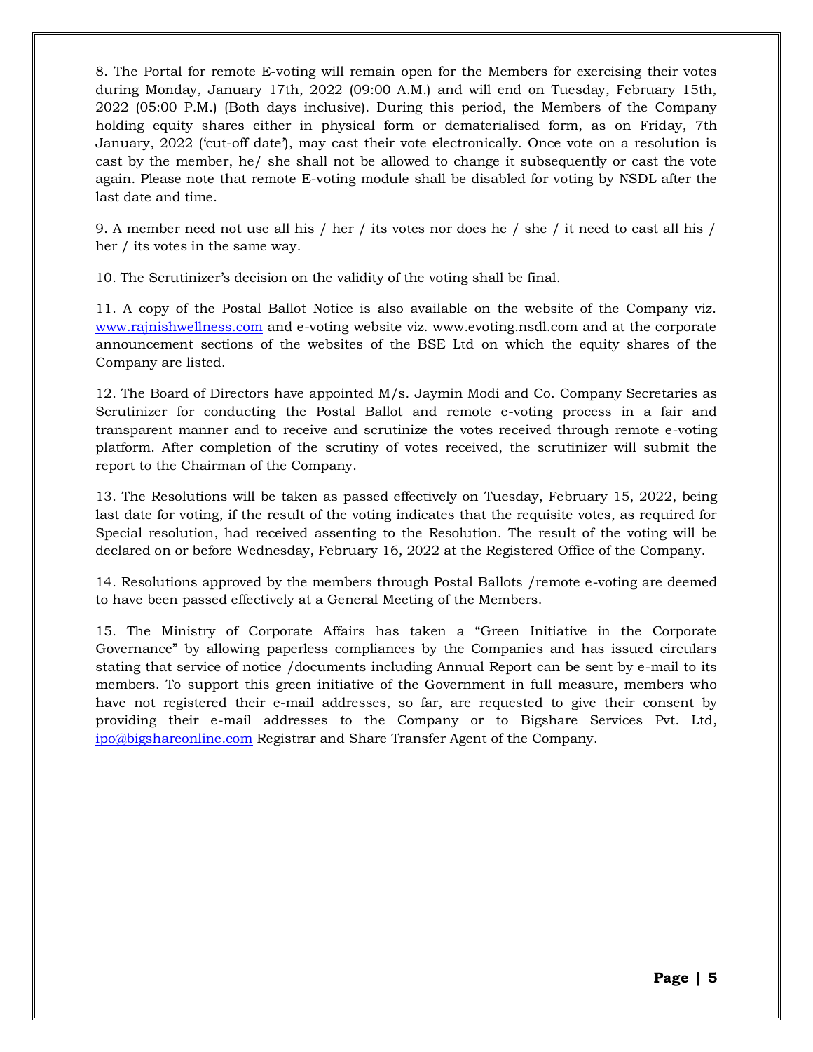8. The Portal for remote E-voting will remain open for the Members for exercising their votes during Monday, January 17th, 2022 (09:00 A.M.) and will end on Tuesday, February 15th, 2022 (05:00 P.M.) (Both days inclusive). During this period, the Members of the Company holding equity shares either in physical form or dematerialised form, as on Friday, 7th January, 2022 ('cut-off date'), may cast their vote electronically. Once vote on a resolution is cast by the member, he/ she shall not be allowed to change it subsequently or cast the vote again. Please note that remote E-voting module shall be disabled for voting by NSDL after the last date and time.

9. A member need not use all his / her / its votes nor does he / she / it need to cast all his / her / its votes in the same way.

10. The Scrutinizer's decision on the validity of the voting shall be final.

11. A copy of the Postal Ballot Notice is also available on the website of the Company viz. www.rajnishwellness.com and e-voting website viz. www.evoting.nsdl.com and at the corporate announcement sections of the websites of the BSE Ltd on which the equity shares of the Company are listed.

12. The Board of Directors have appointed M/s. Jaymin Modi and Co. Company Secretaries as Scrutinizer for conducting the Postal Ballot and remote e-voting process in a fair and transparent manner and to receive and scrutinize the votes received through remote e-voting platform. After completion of the scrutiny of votes received, the scrutinizer will submit the report to the Chairman of the Company.

13. The Resolutions will be taken as passed effectively on Tuesday, February 15, 2022, being last date for voting, if the result of the voting indicates that the requisite votes, as required for Special resolution, had received assenting to the Resolution. The result of the voting will be declared on or before Wednesday, February 16, 2022 at the Registered Office of the Company.

14. Resolutions approved by the members through Postal Ballots /remote e-voting are deemed to have been passed effectively at a General Meeting of the Members.

15. The Ministry of Corporate Affairs has taken a "Green Initiative in the Corporate Governance" by allowing paperless compliances by the Companies and has issued circulars stating that service of notice /documents including Annual Report can be sent by e-mail to its members. To support this green initiative of the Government in full measure, members who have not registered their e-mail addresses, so far, are requested to give their consent by providing their e-mail addresses to the Company or to Bigshare Services Pvt. Ltd, ipo@bigshareonline.com Registrar and Share Transfer Agent of the Company.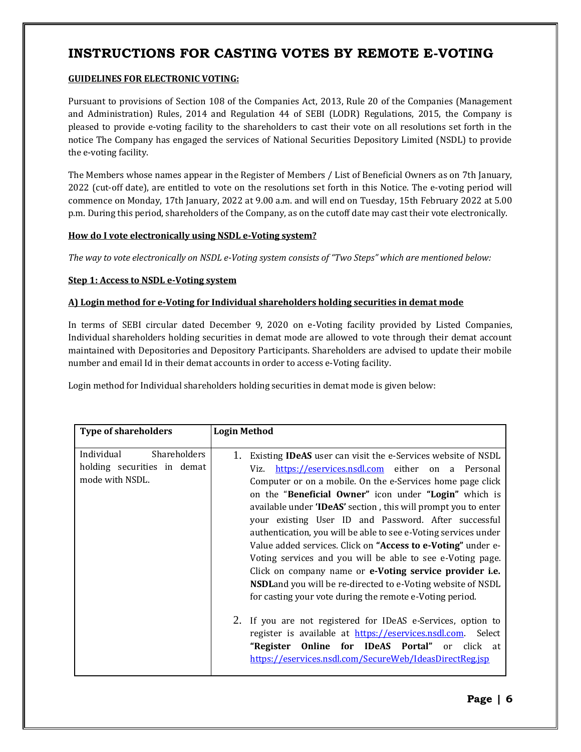# INSTRUCTIONS FOR CASTING VOTES BY REMOTE E-VOTING

**GUIDELINES FOR ELECTRONIC VOTING:**

Pursuant to provisions of Section 108 of the Companies Act, 2013, Rule 20 of the Companies (Management and Administration) Rules, 2014 and Regulation 44 of SEBI (LODR) Regulations, 2015, the Company is pleased to provide e-voting facility to the shareholders to cast their vote on all resolutions set forth in the notice The Company has engaged the services of National Securities Depository Limited (NSDL) to provide the e-voting facility.

The Members whose names appear in the Register of Members / List of Beneficial Owners as on 7th January, 2022 (cut-off date), are entitled to vote on the resolutions set forth in this Notice. The e-voting period will commence on Monday, 17th January, 2022 at 9.00 a.m. and will end on Tuesday, 15th February 2022 at 5.00 p.m. During this period, shareholders of the Company, as on the cutoff date may cast their vote electronically.

**How do I vote electronically using NSDL e-Voting system?**

*The way to vote electronically on NSDL e-Voting system consists of "Two Steps" which are mentioned below:*

**Step 1: Access to NSDL e-Voting system**

**A) Login method for e-Voting for Individual shareholders holding securities in demat mode**

In terms of SEBI circular dated December 9, 2020 on e-Voting facility provided by Listed Companies, Individual shareholders holding securities in demat mode are allowed to vote through their demat account maintained with Depositories and Depository Participants. Shareholders are advised to update their mobile number and email Id in their demat accounts in order to access e-Voting facility.

Login method for Individual shareholders holding securities in demat mode is given below:

| Type of shareholders | Login Method |
|---|---|
| Individual Shareholders holding securities in demat mode with NSDL. | 1. Existing **IDeAS** user can visit the e-Services website of NSDL Viz. https://eservices.nsdl.com either on a Personal Computer or on a mobile. On the e-Services home page click on the "**Beneficial Owner**" icon under **"Login"** which is available under **'IDeAS'** section , this will prompt you to enter your existing User ID and Password. After successful authentication, you will be able to see e-Voting services under Value added services. Click on **"Access to e-Voting"** under e-Voting services and you will be able to see e-Voting page. Click on company name or **e-Voting service provider i.e. NSDL**and you will be re-directed to e-Voting website of NSDL for casting your vote during the remote e-Voting period.<br><br>2. If you are not registered for IDeAS e-Services, option to register is available at https://eservices.nsdl.com. Select **"Register Online for IDeAS Portal"** or click at https://eservices.nsdl.com/SecureWeb/IdeasDirectReg.jsp |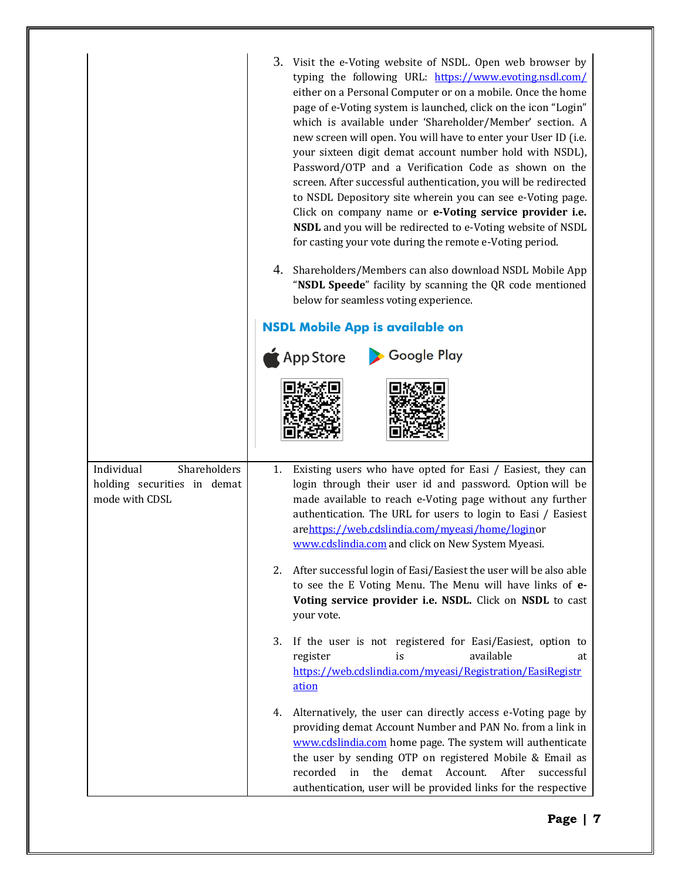| | |
|---|---|
| | 3. Visit the e-Voting website of NSDL. Open web browser by typing the following URL: https://www.evoting.nsdl.com/ either on a Personal Computer or on a mobile. Once the home page of e-Voting system is launched, click on the icon "Login" which is available under 'Shareholder/Member' section. A new screen will open. You will have to enter your User ID (i.e. your sixteen digit demat account number hold with NSDL), Password/OTP and a Verification Code as shown on the screen. After successful authentication, you will be redirected to NSDL Depository site wherein you can see e-Voting page. Click on company name or **e-Voting service provider i.e. NSDL** and you will be redirected to e-Voting website of NSDL for casting your vote during the remote e-Voting period.<br><br>4. Shareholders/Members can also download NSDL Mobile App "**NSDL Speede**" facility by scanning the QR code mentioned below for seamless voting experience.<br><br>**NSDL Mobile App is available on**<br><br>App Store    Google Play |
| Individual Shareholders holding securities in demat mode with CDSL | 1. Existing users who have opted for Easi / Easiest, they can login through their user id and password. Option will be made available to reach e-Voting page without any further authentication. The URL for users to login to Easi / Easiest are https://web.cdslindia.com/myeasi/home/login or www.cdslindia.com and click on New System Myeasi.<br><br>2. After successful login of Easi/Easiest the user will be also able to see the E Voting Menu. The Menu will have links of **e-Voting service provider i.e. NSDL.** Click on **NSDL** to cast your vote.<br><br>3. If the user is not registered for Easi/Easiest, option to register is available at https://web.cdslindia.com/myeasi/Registration/EasiRegistration<br><br>4. Alternatively, the user can directly access e-Voting page by providing demat Account Number and PAN No. from a link in www.cdslindia.com home page. The system will authenticate the user by sending OTP on registered Mobile & Email as recorded in the demat Account. After successful authentication, user will be provided links for the respective |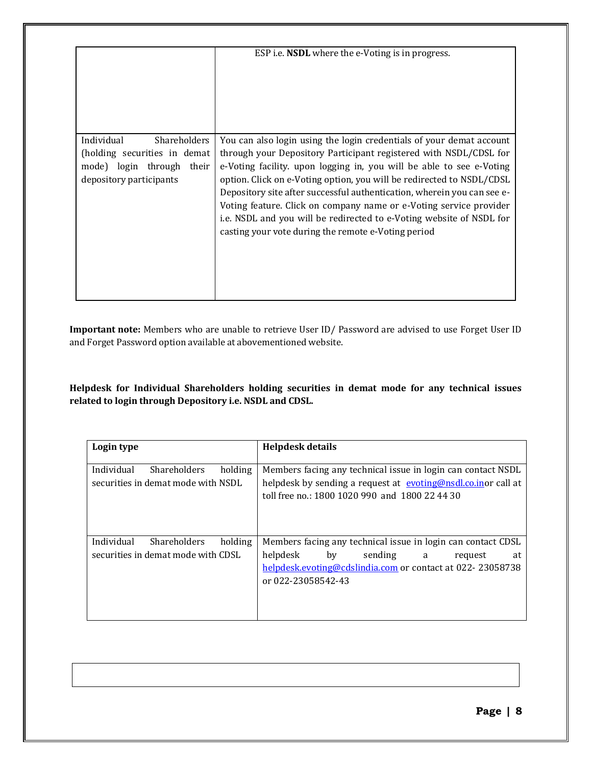|  |  |
|---|---|
|  | ESP i.e. **NSDL** where the e-Voting is in progress. |
| Individual Shareholders (holding securities in demat mode) login through their depository participants | You can also login using the login credentials of your demat account through your Depository Participant registered with NSDL/CDSL for e-Voting facility. upon logging in, you will be able to see e-Voting option. Click on e-Voting option, you will be redirected to NSDL/CDSL Depository site after successful authentication, wherein you can see e-Voting feature. Click on company name or e-Voting service provider i.e. NSDL and you will be redirected to e-Voting website of NSDL for casting your vote during the remote e-Voting period |

**Important note:** Members who are unable to retrieve User ID/ Password are advised to use Forget User ID and Forget Password option available at abovementioned website.

**Helpdesk for Individual Shareholders holding securities in demat mode for any technical issues related to login through Depository i.e. NSDL and CDSL.**

| Login type | Helpdesk details |
|---|---|
| Individual Shareholders holding securities in demat mode with NSDL | Members facing any technical issue in login can contact NSDL helpdesk by sending a request at evoting@nsdl.co.inor call at toll free no.: 1800 1020 990 and 1800 22 44 30 |
| Individual Shareholders holding securities in demat mode with CDSL | Members facing any technical issue in login can contact CDSL helpdesk by sending a request at helpdesk.evoting@cdslindia.com or contact at 022- 23058738 or 022-23058542-43 |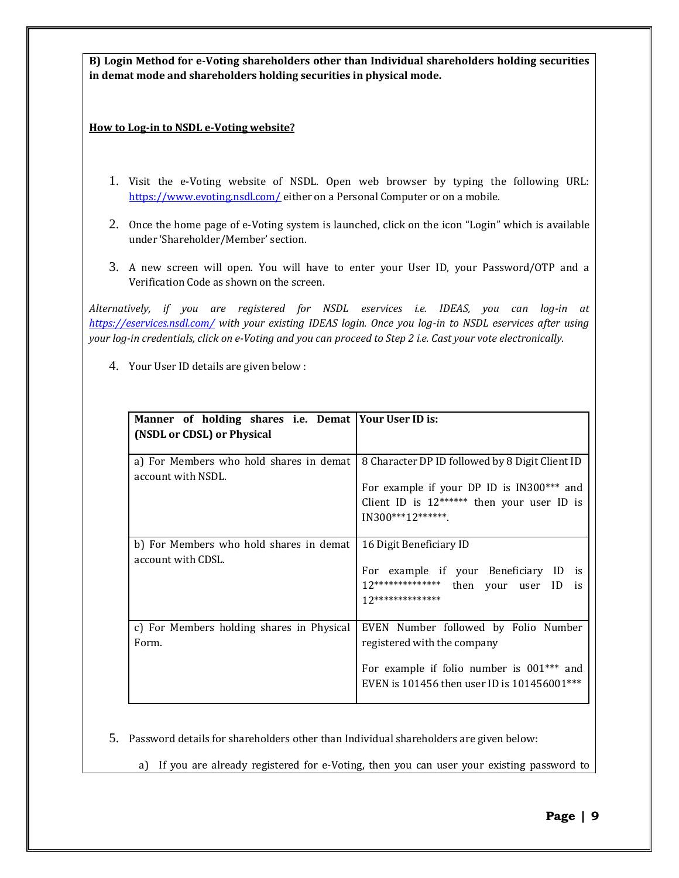**B) Login Method for e-Voting shareholders other than Individual shareholders holding securities in demat mode and shareholders holding securities in physical mode.**

**How to Log-in to NSDL e-Voting website?**

1. Visit the e-Voting website of NSDL. Open web browser by typing the following URL: https://www.evoting.nsdl.com/ either on a Personal Computer or on a mobile.
2. Once the home page of e-Voting system is launched, click on the icon "Login" which is available under 'Shareholder/Member' section.
3. A new screen will open. You will have to enter your User ID, your Password/OTP and a Verification Code as shown on the screen.

*Alternatively, if you are registered for NSDL eservices i.e. IDEAS, you can log-in at https://eservices.nsdl.com/ with your existing IDEAS login. Once you log-in to NSDL eservices after using your log-in credentials, click on e-Voting and you can proceed to Step 2 i.e. Cast your vote electronically.*

4. Your User ID details are given below :

| **Manner of holding shares i.e. Demat (NSDL or CDSL) or Physical** | **Your User ID is:** |
|---|---|
| a) For Members who hold shares in demat account with NSDL. | 8 Character DP ID followed by 8 Digit Client ID<br><br>For example if your DP ID is IN300*** and Client ID is 12****** then your user ID is IN300***12******. |
| b) For Members who hold shares in demat account with CDSL. | 16 Digit Beneficiary ID<br><br>For example if your Beneficiary ID is 12************** then your user ID is 12************** |
| c) For Members holding shares in Physical Form. | EVEN Number followed by Folio Number registered with the company<br><br>For example if folio number is 001*** and EVEN is 101456 then user ID is 101456001*** |

5. Password details for shareholders other than Individual shareholders are given below:
   a) If you are already registered for e-Voting, then you can user your existing password to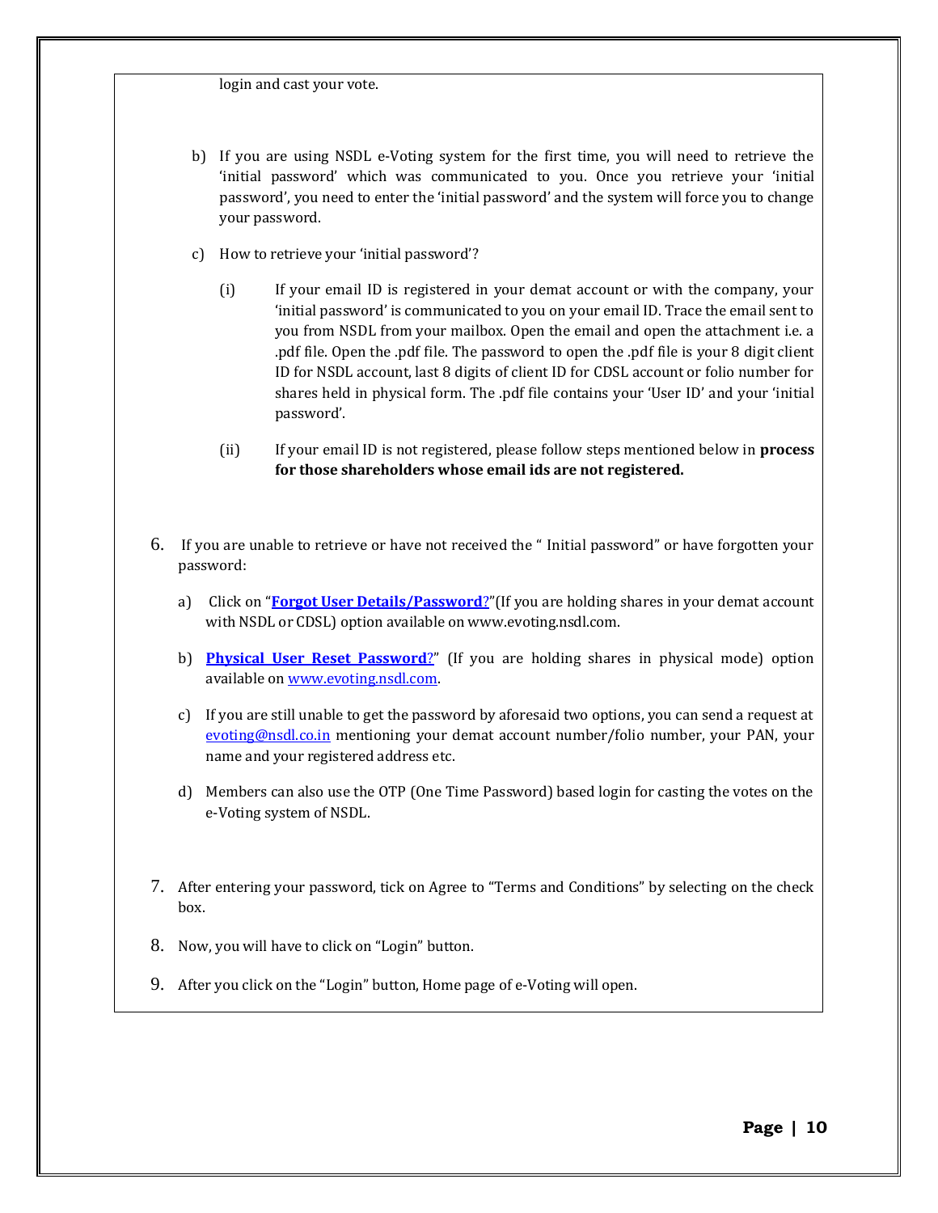login and cast your vote.

b) If you are using NSDL e-Voting system for the first time, you will need to retrieve the 'initial password' which was communicated to you. Once you retrieve your 'initial password', you need to enter the 'initial password' and the system will force you to change your password.

c) How to retrieve your 'initial password'?

(i) If your email ID is registered in your demat account or with the company, your 'initial password' is communicated to you on your email ID. Trace the email sent to you from NSDL from your mailbox. Open the email and open the attachment i.e. a .pdf file. Open the .pdf file. The password to open the .pdf file is your 8 digit client ID for NSDL account, last 8 digits of client ID for CDSL account or folio number for shares held in physical form. The .pdf file contains your 'User ID' and your 'initial password'.

(ii) If your email ID is not registered, please follow steps mentioned below in **process for those shareholders whose email ids are not registered.**

6. If you are unable to retrieve or have not received the " Initial password" or have forgotten your password:

   a) Click on "**Forgot User Details/Password**?"(If you are holding shares in your demat account with NSDL or CDSL) option available on www.evoting.nsdl.com.

   b) **Physical User Reset Password**?" (If you are holding shares in physical mode) option available on www.evoting.nsdl.com.

   c) If you are still unable to get the password by aforesaid two options, you can send a request at evoting@nsdl.co.in mentioning your demat account number/folio number, your PAN, your name and your registered address etc.

   d) Members can also use the OTP (One Time Password) based login for casting the votes on the e-Voting system of NSDL.

7. After entering your password, tick on Agree to "Terms and Conditions" by selecting on the check box.

8. Now, you will have to click on "Login" button.

9. After you click on the "Login" button, Home page of e-Voting will open.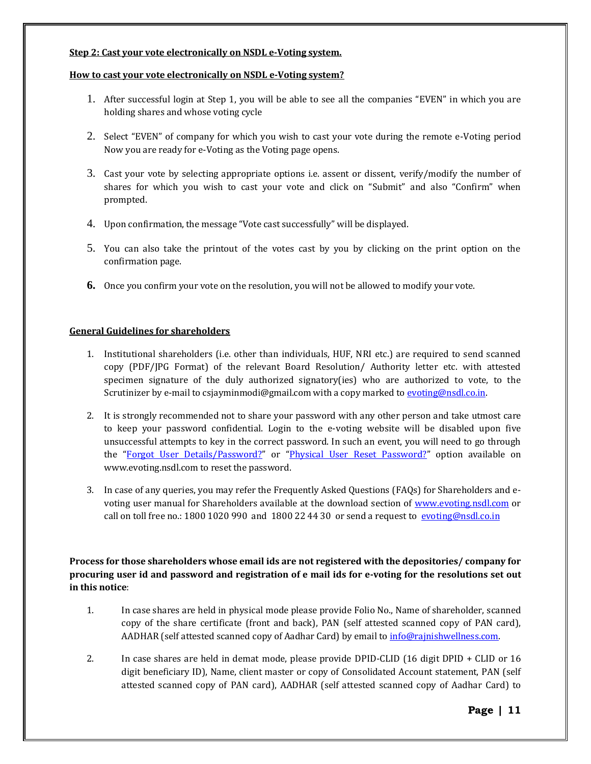**Step 2: Cast your vote electronically on NSDL e-Voting system.**

**How to cast your vote electronically on NSDL e-Voting system?**

1. After successful login at Step 1, you will be able to see all the companies "EVEN" in which you are holding shares and whose voting cycle
2. Select "EVEN" of company for which you wish to cast your vote during the remote e-Voting period Now you are ready for e-Voting as the Voting page opens.
3. Cast your vote by selecting appropriate options i.e. assent or dissent, verify/modify the number of shares for which you wish to cast your vote and click on "Submit" and also "Confirm" when prompted.
4. Upon confirmation, the message "Vote cast successfully" will be displayed.
5. You can also take the printout of the votes cast by you by clicking on the print option on the confirmation page.
6. Once you confirm your vote on the resolution, you will not be allowed to modify your vote.

**General Guidelines for shareholders**

1. Institutional shareholders (i.e. other than individuals, HUF, NRI etc.) are required to send scanned copy (PDF/JPG Format) of the relevant Board Resolution/ Authority letter etc. with attested specimen signature of the duly authorized signatory(ies) who are authorized to vote, to the Scrutinizer by e-mail to csjayminmodi@gmail.com with a copy marked to evoting@nsdl.co.in.
2. It is strongly recommended not to share your password with any other person and take utmost care to keep your password confidential. Login to the e-voting website will be disabled upon five unsuccessful attempts to key in the correct password. In such an event, you will need to go through the "Forgot User Details/Password?" or "Physical User Reset Password?" option available on www.evoting.nsdl.com to reset the password.
3. In case of any queries, you may refer the Frequently Asked Questions (FAQs) for Shareholders and e-voting user manual for Shareholders available at the download section of www.evoting.nsdl.com or call on toll free no.: 1800 1020 990 and 1800 22 44 30 or send a request to evoting@nsdl.co.in

**Process for those shareholders whose email ids are not registered with the depositories/ company for procuring user id and password and registration of e mail ids for e-voting for the resolutions set out in this notice**:

1. In case shares are held in physical mode please provide Folio No., Name of shareholder, scanned copy of the share certificate (front and back), PAN (self attested scanned copy of PAN card), AADHAR (self attested scanned copy of Aadhar Card) by email to info@rajnishwellness.com.
2. In case shares are held in demat mode, please provide DPID-CLID (16 digit DPID + CLID or 16 digit beneficiary ID), Name, client master or copy of Consolidated Account statement, PAN (self attested scanned copy of PAN card), AADHAR (self attested scanned copy of Aadhar Card) to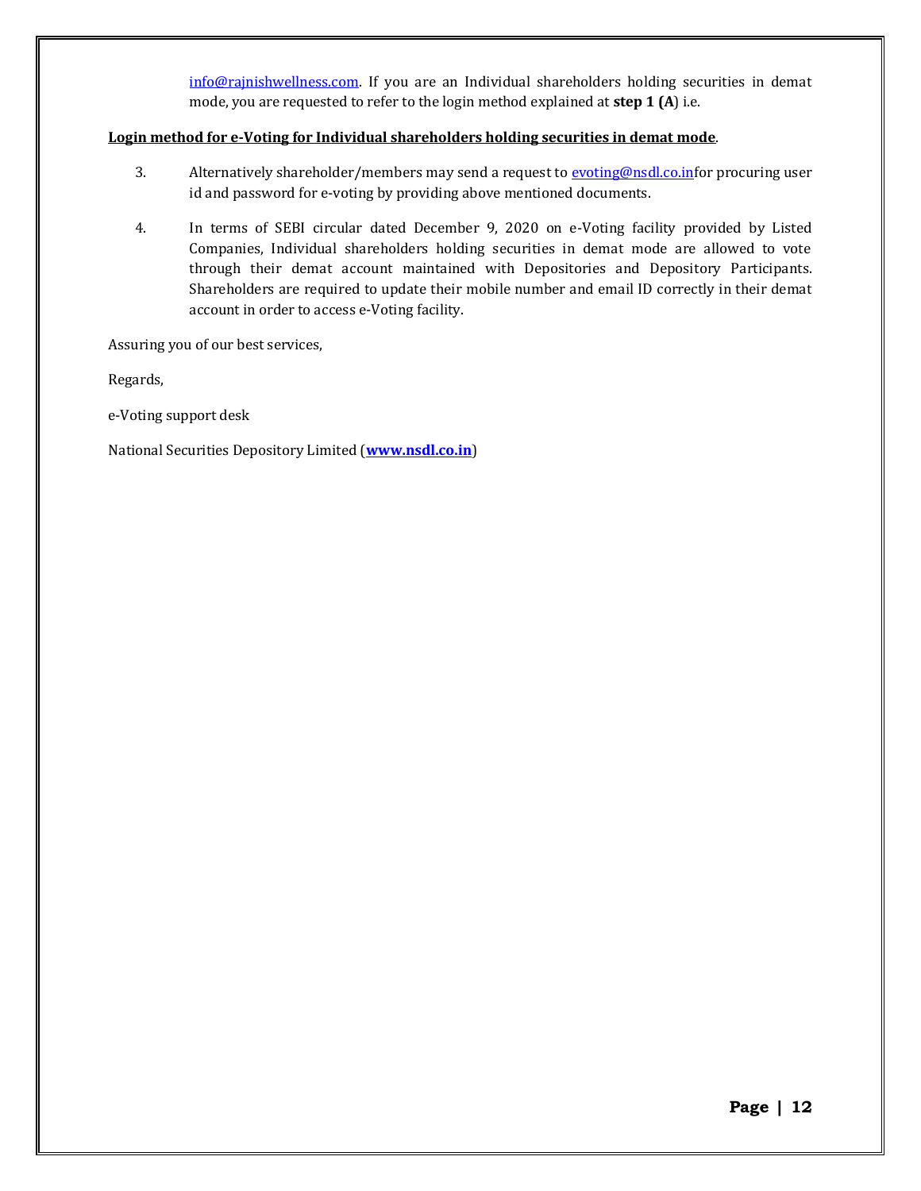info@rajnishwellness.com. If you are an Individual shareholders holding securities in demat mode, you are requested to refer to the login method explained at **step 1 (A**) i.e.

**Login method for e-Voting for Individual shareholders holding securities in demat mode**.

3. Alternatively shareholder/members may send a request to evoting@nsdl.co.infor procuring user id and password for e-voting by providing above mentioned documents.

4. In terms of SEBI circular dated December 9, 2020 on e-Voting facility provided by Listed Companies, Individual shareholders holding securities in demat mode are allowed to vote through their demat account maintained with Depositories and Depository Participants. Shareholders are required to update their mobile number and email ID correctly in their demat account in order to access e-Voting facility.

Assuring you of our best services,

Regards,

e-Voting support desk

National Securities Depository Limited (**www.nsdl.co.in**)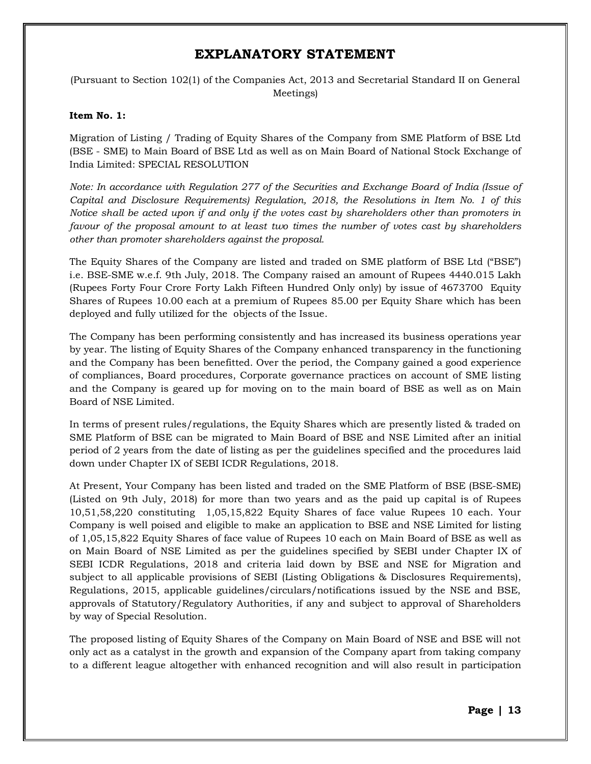# EXPLANATORY STATEMENT

(Pursuant to Section 102(1) of the Companies Act, 2013 and Secretarial Standard II on General Meetings)

**Item No. 1:**

Migration of Listing / Trading of Equity Shares of the Company from SME Platform of BSE Ltd (BSE - SME) to Main Board of BSE Ltd as well as on Main Board of National Stock Exchange of India Limited: SPECIAL RESOLUTION

*Note: In accordance with Regulation 277 of the Securities and Exchange Board of India (Issue of Capital and Disclosure Requirements) Regulation, 2018, the Resolutions in Item No. 1 of this Notice shall be acted upon if and only if the votes cast by shareholders other than promoters in favour of the proposal amount to at least two times the number of votes cast by shareholders other than promoter shareholders against the proposal.*

The Equity Shares of the Company are listed and traded on SME platform of BSE Ltd ("BSE") i.e. BSE-SME w.e.f. 9th July, 2018. The Company raised an amount of Rupees 4440.015 Lakh (Rupees Forty Four Crore Forty Lakh Fifteen Hundred Only only) by issue of 4673700 Equity Shares of Rupees 10.00 each at a premium of Rupees 85.00 per Equity Share which has been deployed and fully utilized for the objects of the Issue.

The Company has been performing consistently and has increased its business operations year by year. The listing of Equity Shares of the Company enhanced transparency in the functioning and the Company has been benefitted. Over the period, the Company gained a good experience of compliances, Board procedures, Corporate governance practices on account of SME listing and the Company is geared up for moving on to the main board of BSE as well as on Main Board of NSE Limited.

In terms of present rules/regulations, the Equity Shares which are presently listed & traded on SME Platform of BSE can be migrated to Main Board of BSE and NSE Limited after an initial period of 2 years from the date of listing as per the guidelines specified and the procedures laid down under Chapter IX of SEBI ICDR Regulations, 2018.

At Present, Your Company has been listed and traded on the SME Platform of BSE (BSE-SME) (Listed on 9th July, 2018) for more than two years and as the paid up capital is of Rupees 10,51,58,220 constituting 1,05,15,822 Equity Shares of face value Rupees 10 each. Your Company is well poised and eligible to make an application to BSE and NSE Limited for listing of 1,05,15,822 Equity Shares of face value of Rupees 10 each on Main Board of BSE as well as on Main Board of NSE Limited as per the guidelines specified by SEBI under Chapter IX of SEBI ICDR Regulations, 2018 and criteria laid down by BSE and NSE for Migration and subject to all applicable provisions of SEBI (Listing Obligations & Disclosures Requirements), Regulations, 2015, applicable guidelines/circulars/notifications issued by the NSE and BSE, approvals of Statutory/Regulatory Authorities, if any and subject to approval of Shareholders by way of Special Resolution.

The proposed listing of Equity Shares of the Company on Main Board of NSE and BSE will not only act as a catalyst in the growth and expansion of the Company apart from taking company to a different league altogether with enhanced recognition and will also result in participation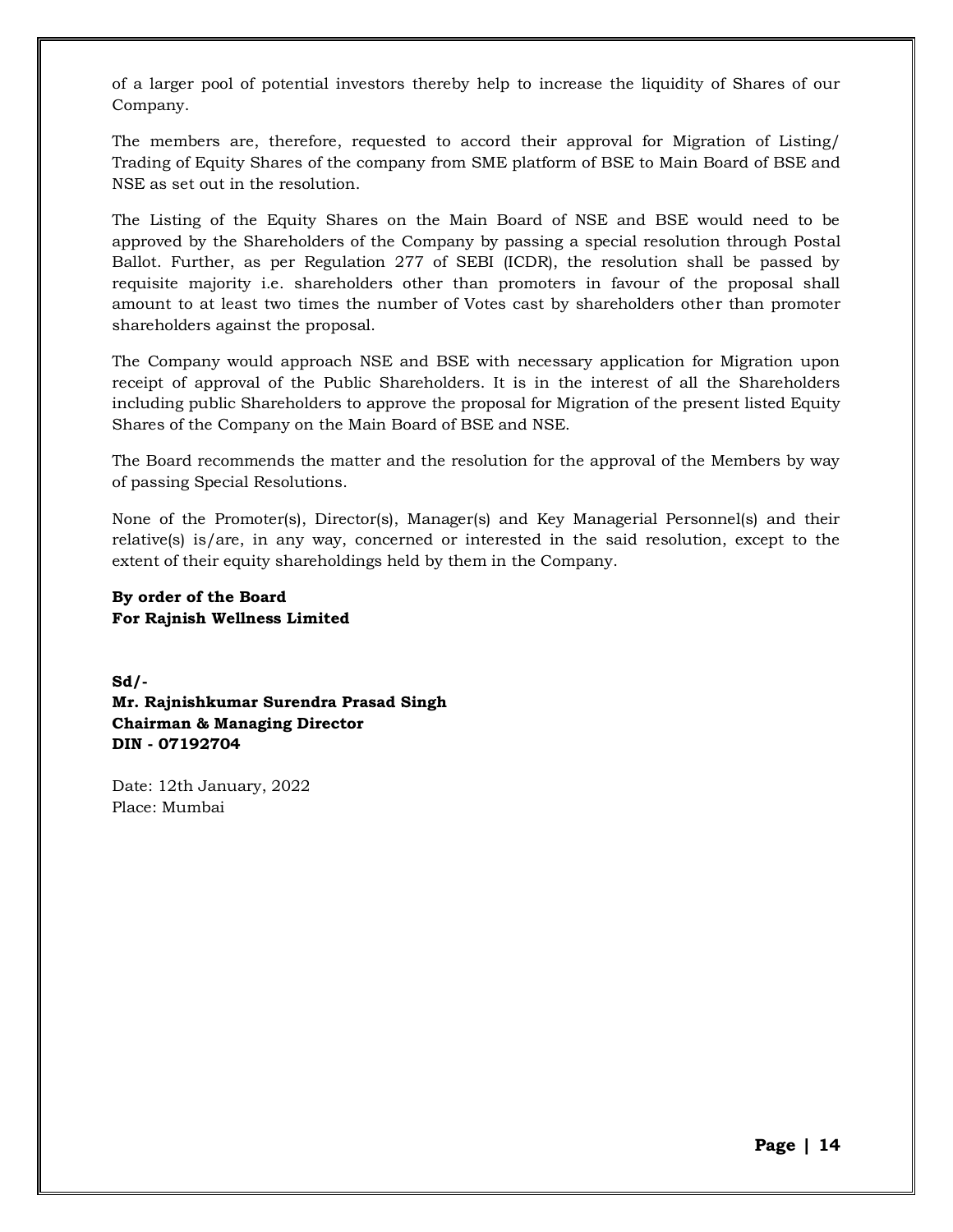of a larger pool of potential investors thereby help to increase the liquidity of Shares of our Company.

The members are, therefore, requested to accord their approval for Migration of Listing/ Trading of Equity Shares of the company from SME platform of BSE to Main Board of BSE and NSE as set out in the resolution.

The Listing of the Equity Shares on the Main Board of NSE and BSE would need to be approved by the Shareholders of the Company by passing a special resolution through Postal Ballot. Further, as per Regulation 277 of SEBI (ICDR), the resolution shall be passed by requisite majority i.e. shareholders other than promoters in favour of the proposal shall amount to at least two times the number of Votes cast by shareholders other than promoter shareholders against the proposal.

The Company would approach NSE and BSE with necessary application for Migration upon receipt of approval of the Public Shareholders. It is in the interest of all the Shareholders including public Shareholders to approve the proposal for Migration of the present listed Equity Shares of the Company on the Main Board of BSE and NSE.

The Board recommends the matter and the resolution for the approval of the Members by way of passing Special Resolutions.

None of the Promoter(s), Director(s), Manager(s) and Key Managerial Personnel(s) and their relative(s) is/are, in any way, concerned or interested in the said resolution, except to the extent of their equity shareholdings held by them in the Company.

**By order of the Board**
**For Rajnish Wellness Limited**

**Sd/-**
**Mr. Rajnishkumar Surendra Prasad Singh**
**Chairman & Managing Director**
**DIN - 07192704**

Date: 12th January, 2022
Place: Mumbai